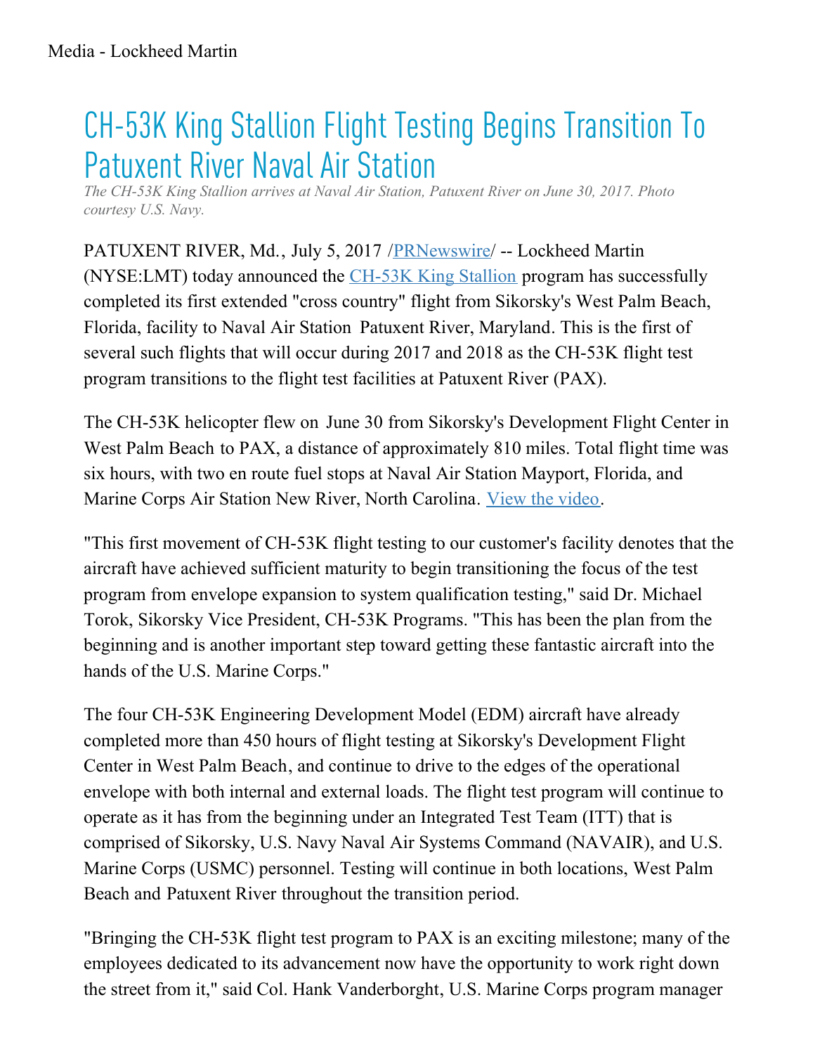# CH-53K King Stallion Flight Testing Begins Transition To Patuxent River Naval Air Station

*The CH-53K King Stallion arrives at Naval Air Station, Patuxent River on June 30, 2017. Photo courtesy U.S. Navy.*

PATUXENT RIVER, Md., July 5, 2017 /PRNewswire/ -- Lockheed Martin (NYSE:LMT) today announced the CH-53K King Stallion program has successfully completed its first extended "cross country" flight from Sikorsky's West Palm Beach, Florida, facility to Naval Air Station Patuxent River, Maryland. This is the first of several such flights that will occur during 2017 and 2018 as the CH-53K flight test program transitions to the flight test facilities at Patuxent River (PAX).

The CH-53K helicopter flew on June 30 from Sikorsky's Development Flight Center in West Palm Beach to PAX, a distance of approximately 810 miles. Total flight time was six hours, with two en route fuel stops at Naval Air Station Mayport, Florida, and Marine Corps Air Station New River, North Carolina. View the video.

"This first movement of CH-53K flight testing to our customer's facility denotes that the aircraft have achieved sufficient maturity to begin transitioning the focus of the test program from envelope expansion to system qualification testing," said Dr. Michael Torok, Sikorsky Vice President, CH-53K Programs. "This has been the plan from the beginning and is another important step toward getting these fantastic aircraft into the hands of the U.S. Marine Corps."

The four CH-53K Engineering Development Model (EDM) aircraft have already completed more than 450 hours of flight testing at Sikorsky's Development Flight Center in West Palm Beach, and continue to drive to the edges of the operational envelope with both internal and external loads. The flight test program will continue to operate as it has from the beginning under an Integrated Test Team (ITT) that is comprised of Sikorsky, U.S. Navy Naval Air Systems Command (NAVAIR), and U.S. Marine Corps (USMC) personnel. Testing will continue in both locations, West Palm Beach and Patuxent River throughout the transition period.

"Bringing the CH-53K flight test program to PAX is an exciting milestone; many of the employees dedicated to its advancement now have the opportunity to work right down the street from it," said Col. Hank Vanderborght, U.S. Marine Corps program manager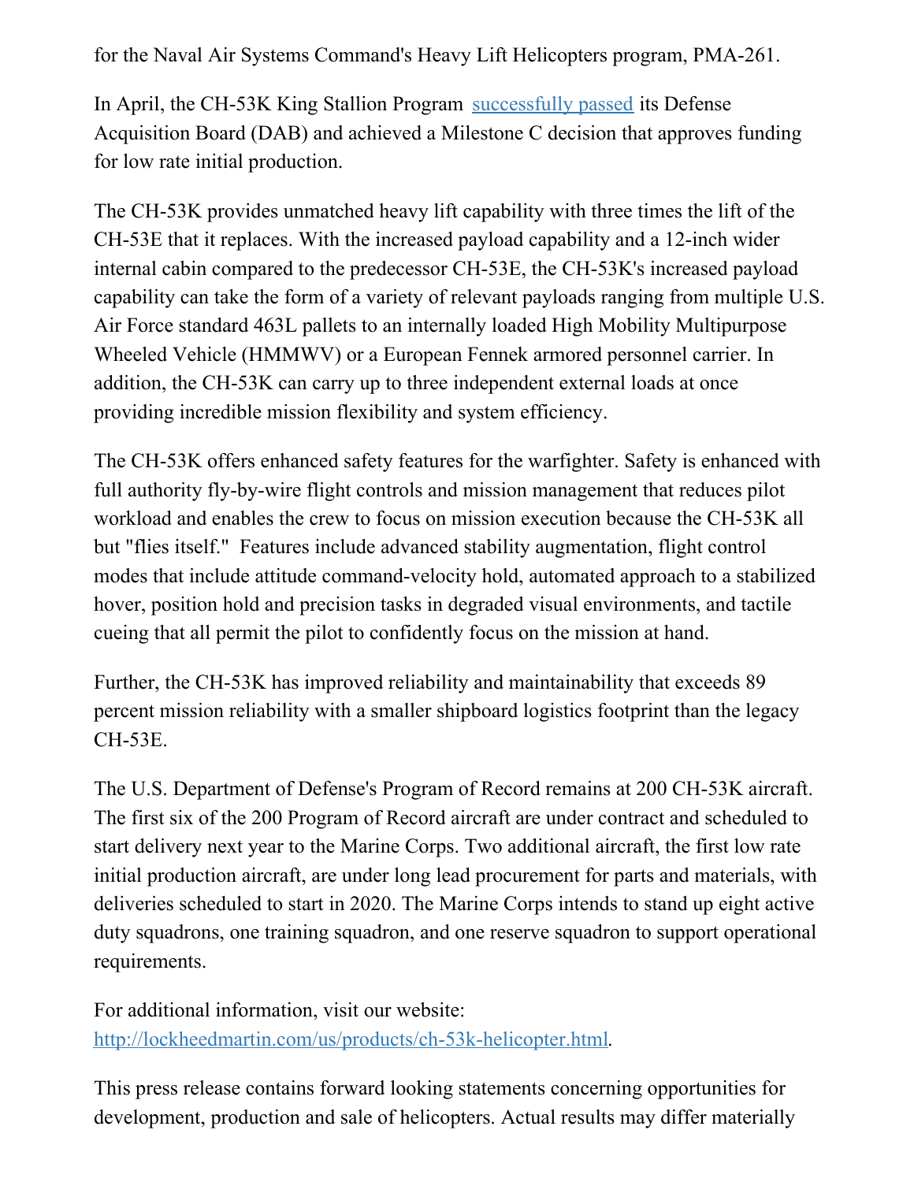for the Naval Air Systems Command's Heavy Lift Helicopters program, PMA-261.

In April, the CH-53K King Stallion Program [successfully passed](successfully passed) its Defense Acquisition Board (DAB) and achieved a Milestone C decision that approves funding for low rate initial production.

The CH-53K provides unmatched heavy lift capability with three times the lift of the CH-53E that it replaces. With the increased payload capability and a 12-inch wider internal cabin compared to the predecessor CH-53E, the CH-53K's increased payload capability can take the form of a variety of relevant payloads ranging from multiple U.S. Air Force standard 463L pallets to an internally loaded High Mobility Multipurpose Wheeled Vehicle (HMMWV) or a European Fennek armored personnel carrier. In addition, the CH-53K can carry up to three independent external loads at once providing incredible mission flexibility and system efficiency.

The CH-53K offers enhanced safety features for the warfighter. Safety is enhanced with full authority fly-by-wire flight controls and mission management that reduces pilot workload and enables the crew to focus on mission execution because the CH-53K all but "flies itself." Features include advanced stability augmentation, flight control modes that include attitude command-velocity hold, automated approach to a stabilized hover, position hold and precision tasks in degraded visual environments, and tactile cueing that all permit the pilot to confidently focus on the mission at hand.

Further, the CH-53K has improved reliability and maintainability that exceeds 89 percent mission reliability with a smaller shipboard logistics footprint than the legacy CH-53E.

The U.S. Department of Defense's Program of Record remains at 200 CH-53K aircraft. The first six of the 200 Program of Record aircraft are under contract and scheduled to start delivery next year to the Marine Corps. Two additional aircraft, the first low rate initial production aircraft, are under long lead procurement for parts and materials, with deliveries scheduled to start in 2020. The Marine Corps intends to stand up eight active duty squadrons, one training squadron, and one reserve squadron to support operational requirements.

For additional information, visit our website: [http://lockheedmartin.com/us/products/ch-53k-helicopter.html](http://lockheedmartin.com/us/products/ch-53k-helicopter.html).

This press release contains forward looking statements concerning opportunities for development, production and sale of helicopters. Actual results may differ materially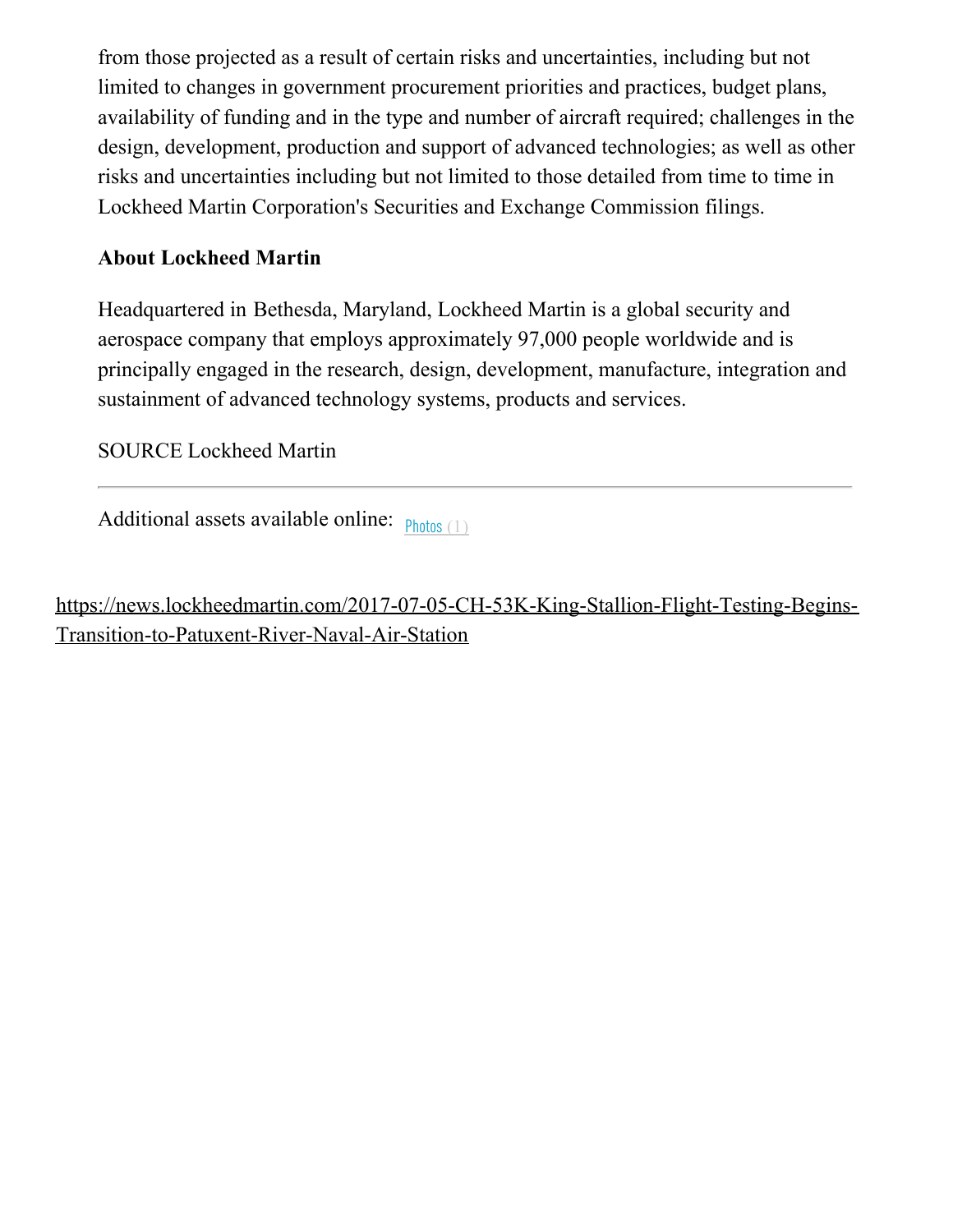from those projected as a result of certain risks and uncertainties, including but not limited to changes in government procurement priorities and practices, budget plans, availability of funding and in the type and number of aircraft required; challenges in the design, development, production and support of advanced technologies; as well as other risks and uncertainties including but not limited to those detailed from time to time in Lockheed Martin Corporation's Securities and Exchange Commission filings.

**About Lockheed Martin**

Headquartered in Bethesda, Maryland, Lockheed Martin is a global security and aerospace company that employs approximately 97,000 people worldwide and is principally engaged in the research, design, development, manufacture, integration and sustainment of advanced technology systems, products and services.

SOURCE Lockheed Martin

---

Additional assets available online: Photos (1)

https://news.lockheedmartin.com/2017-07-05-CH-53K-King-Stallion-Flight-Testing-Begins-Transition-to-Patuxent-River-Naval-Air-Station